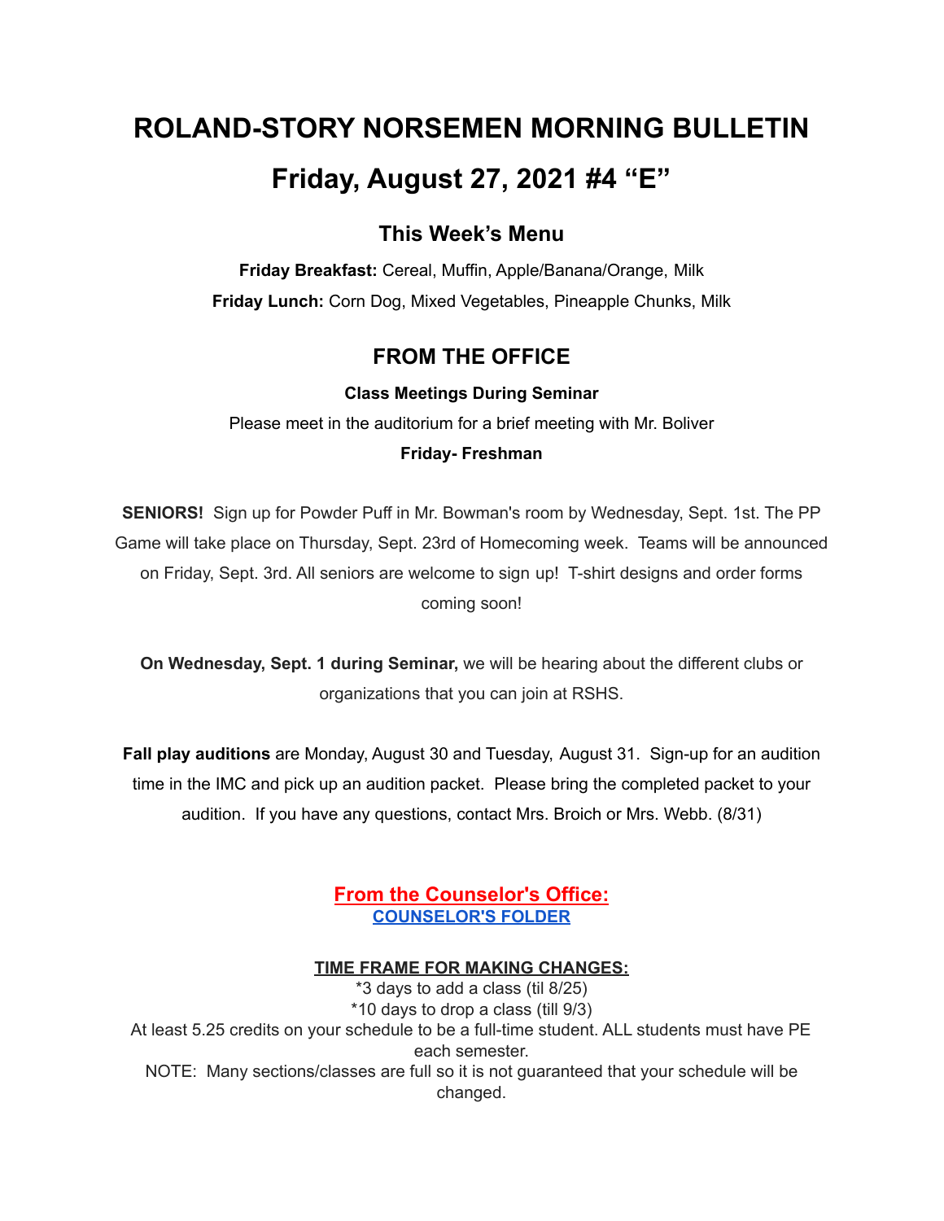# ROLAND-STORY NORSEMEN MORNING BULLETIN

# Friday, August 27, 2021 #4 "E"

## This Week's Menu

**Friday Breakfast:** Cereal, Muffin, Apple/Banana/Orange, Milk

**Friday Lunch:** Corn Dog, Mixed Vegetables, Pineapple Chunks, Milk

## FROM THE OFFICE

**Class Meetings During Seminar**

Please meet in the auditorium for a brief meeting with Mr. Boliver

**Friday- Freshman**

**SENIORS!** Sign up for Powder Puff in Mr. Bowman's room by Wednesday, Sept. 1st. The PP Game will take place on Thursday, Sept. 23rd of Homecoming week. Teams will be announced on Friday, Sept. 3rd. All seniors are welcome to sign up! T-shirt designs and order forms coming soon!

**On Wednesday, Sept. 1 during Seminar,** we will be hearing about the different clubs or organizations that you can join at RSHS.

**Fall play auditions** are Monday, August 30 and Tuesday, August 31. Sign-up for an audition time in the IMC and pick up an audition packet. Please bring the completed packet to your audition. If you have any questions, contact Mrs. Broich or Mrs. Webb. (8/31)

## From the Counselor's Office:

**COUNSELOR'S FOLDER**

**TIME FRAME FOR MAKING CHANGES:**

*3 days to add a class (til 8/25)

*10 days to drop a class (till 9/3)

At least 5.25 credits on your schedule to be a full-time student. ALL students must have PE each semester.

NOTE: Many sections/classes are full so it is not guaranteed that your schedule will be changed.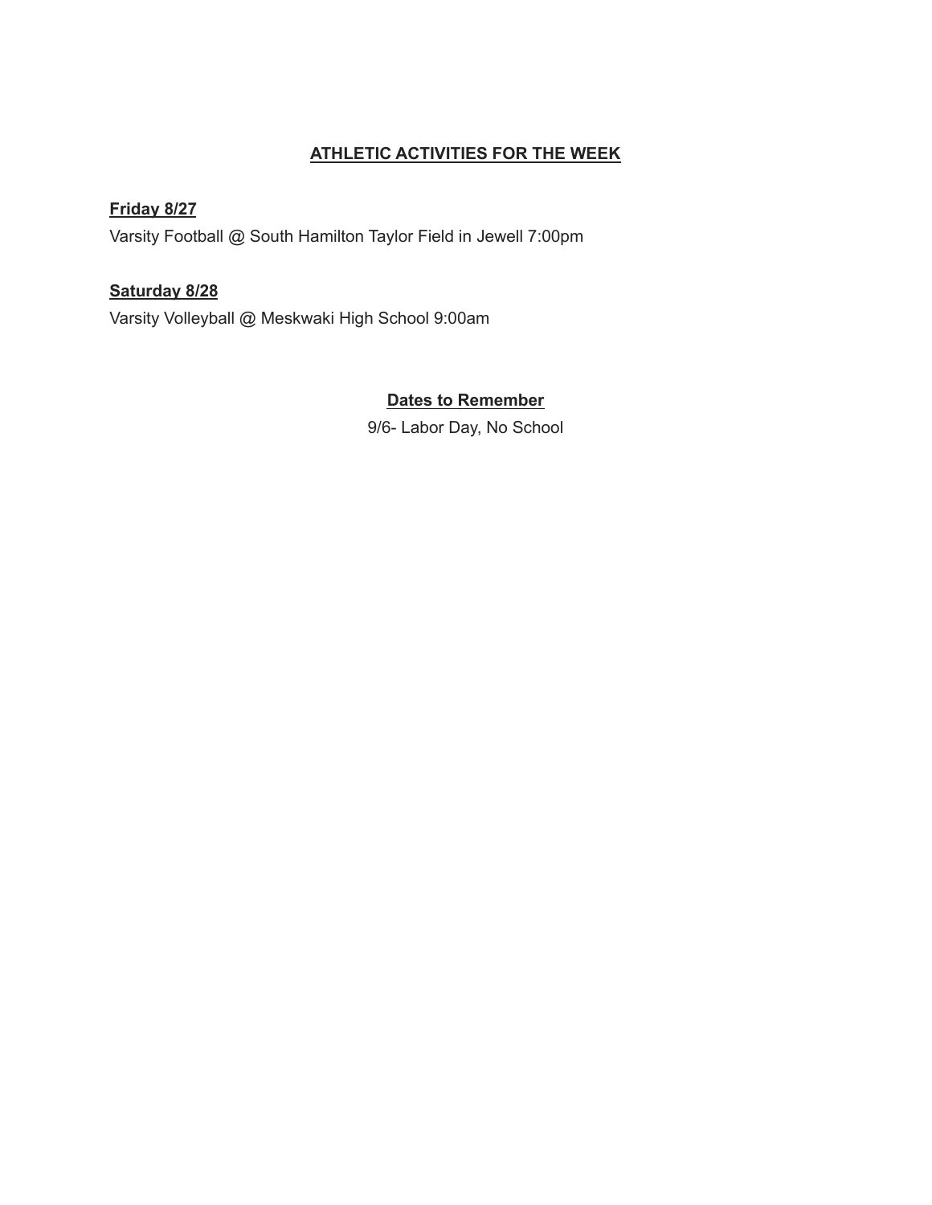## ATHLETIC ACTIVITIES FOR THE WEEK

**Friday 8/27**

Varsity Football @ South Hamilton Taylor Field in Jewell 7:00pm

**Saturday 8/28**

Varsity Volleyball @ Meskwaki High School 9:00am

**Dates to Remember**

9/6- Labor Day, No School